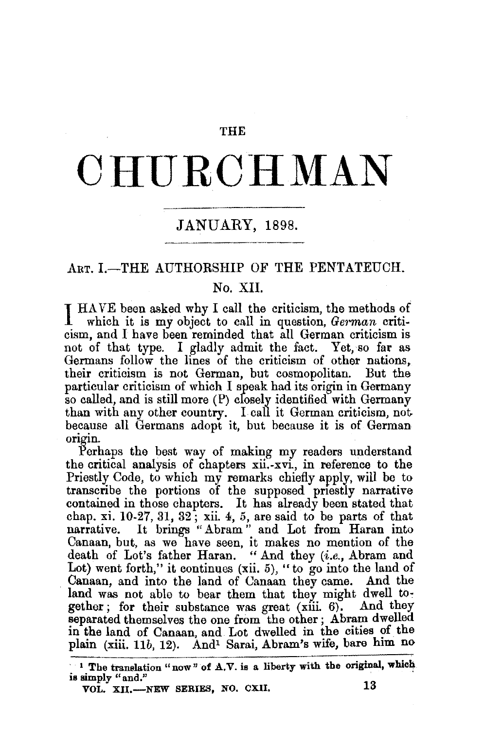# THE CHURCHMAN

## JANUARY, 1898.

### ART. I.—THE AUTHORSHIP OF THE PENTATEUCH.

### No. XII.

I HAVE been asked why I call the criticism, the methods of which it is my object to call in question, *German* criticism, and I have been reminded that all German criticism is not of that type. I gladly admit the fact. Yet, so far as Germans follow the lines of the criticism of other nations, their criticism is not German, but cosmopolitan. But the particular criticism of which I speak had its origin in Germany so called, and is still more (P) closely identified with Germany than with any other country. I call it German criticism, not because all Germans adopt it, but because it is of German origin.

Perhaps the best way of making my readers understand the critical analysis of chapters xii.-xvi., in reference to the Priestly Code, to which my remarks chiefly apply, will be to transcribe the portions of the supposed priestly narrative contained in those chapters. It has already been stated that chap. xi. 10-27, 31, 32; xii. 4, 5, are said to be parts of that narrative. It brings "Abram" and Lot from Haran into Canaan, but, as we have seen, it makes no mention of the death of Lot's father Haran. "And they (*i.e.*, Abram and Lot) went forth," it continues (xii. 5), "to go into the land of Canaan, and into the land of Canaan they came. And the land was not able to bear them that they might dwell together; for their substance was great (xiii. 6). And they separated themselves the one from the other; Abram dwelled in the land of Canaan, and Lot dwelled in the cities of the plain (xiii. 11*b*, 12). And[1] Sarai, Abram's wife, bare him no

[1] The translation "now" of A.V. is a liberty with the original, which is simply "and."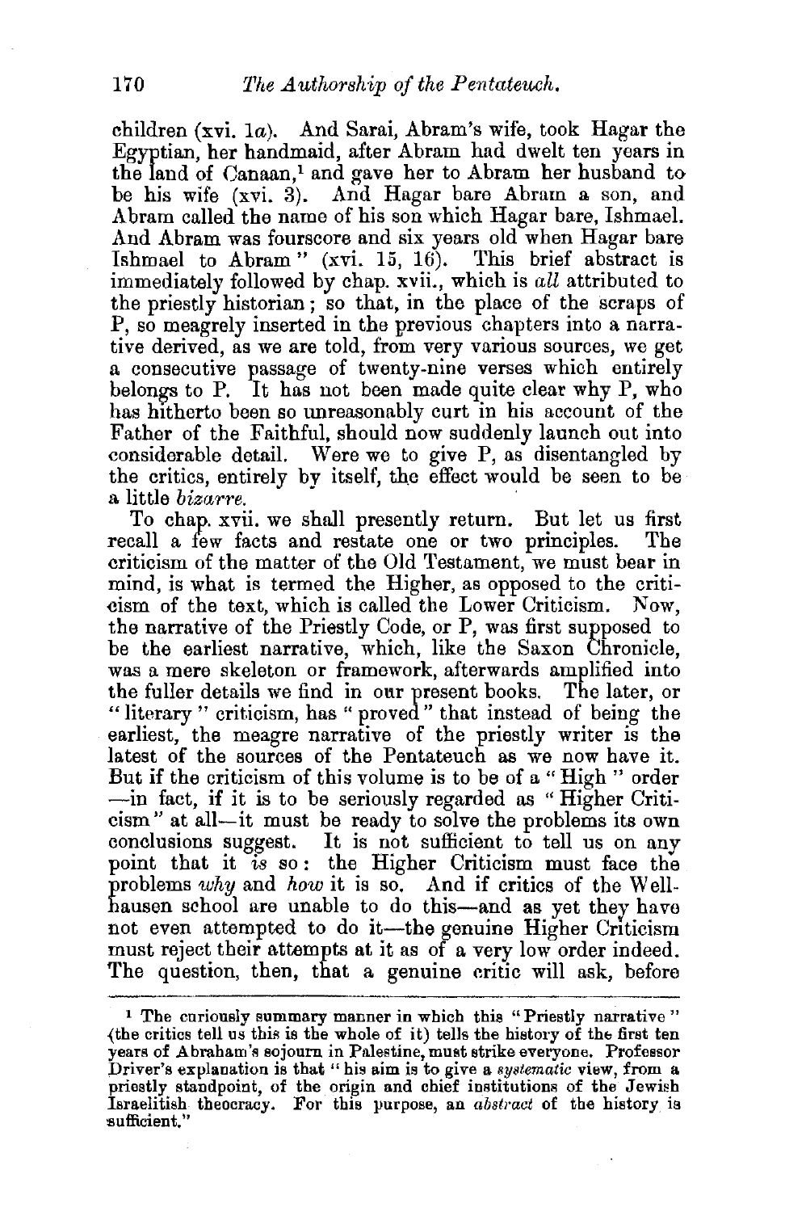children (xvi. 1*a*). And Sarai, Abram's wife, took Hagar the Egyptian, her handmaid, after Abram had dwelt ten years in the land of Canaan,[1] and gave her to Abram her husband to be his wife (xvi. 3). And Hagar bare Abram a son, and Abram called the name of his son which Hagar bare, Ishmael. And Abram was fourscore and six years old when Hagar bare Ishmael to Abram" (xvi. 15, 16). This brief abstract is immediately followed by chap. xvii., which is *all* attributed to the priestly historian; so that, in the place of the scraps of P, so meagrely inserted in the previous chapters into a narrative derived, as we are told, from very various sources, we get a consecutive passage of twenty-nine verses which entirely belongs to P. It has not been made quite clear why P, who has hitherto been so unreasonably curt in his account of the Father of the Faithful, should now suddenly launch out into considerable detail. Were we to give P, as disentangled by the critics, entirely by itself, the effect would be seen to be a little *bizarre*.

To chap. xvii. we shall presently return. But let us first recall a few facts and restate one or two principles. The criticism of the matter of the Old Testament, we must bear in mind, is what is termed the Higher, as opposed to the criticism of the text, which is called the Lower Criticism. Now, the narrative of the Priestly Code, or P, was first supposed to be the earliest narrative, which, like the Saxon Chronicle, was a mere skeleton or framework, afterwards amplified into the fuller details we find in our present books. The later, or "literary" criticism, has "proved" that instead of being the earliest, the meagre narrative of the priestly writer is the latest of the sources of the Pentateuch as we now have it. But if the criticism of this volume is to be of a "High" order —in fact, if it is to be seriously regarded as "Higher Criticism" at all—it must be ready to solve the problems its own conclusions suggest. It is not sufficient to tell us on any point that it *is* so: the Higher Criticism must face the problems *why* and *how* it is so. And if critics of the Wellhausen school are unable to do this—and as yet they have not even attempted to do it—the genuine Higher Criticism must reject their attempts at it as of a very low order indeed. The question, then, that a genuine critic will ask, before

[1] The curiously summary manner in which this "Priestly narrative" (the critics tell us this is the whole of it) tells the history of the first ten years of Abraham's sojourn in Palestine, must strike everyone. Professor Driver's explanation is that "his aim is to give a *systematic* view, from a priestly standpoint, of the origin and chief institutions of the Jewish Israelitish theocracy. For this purpose, an *abstract* of the history is sufficient."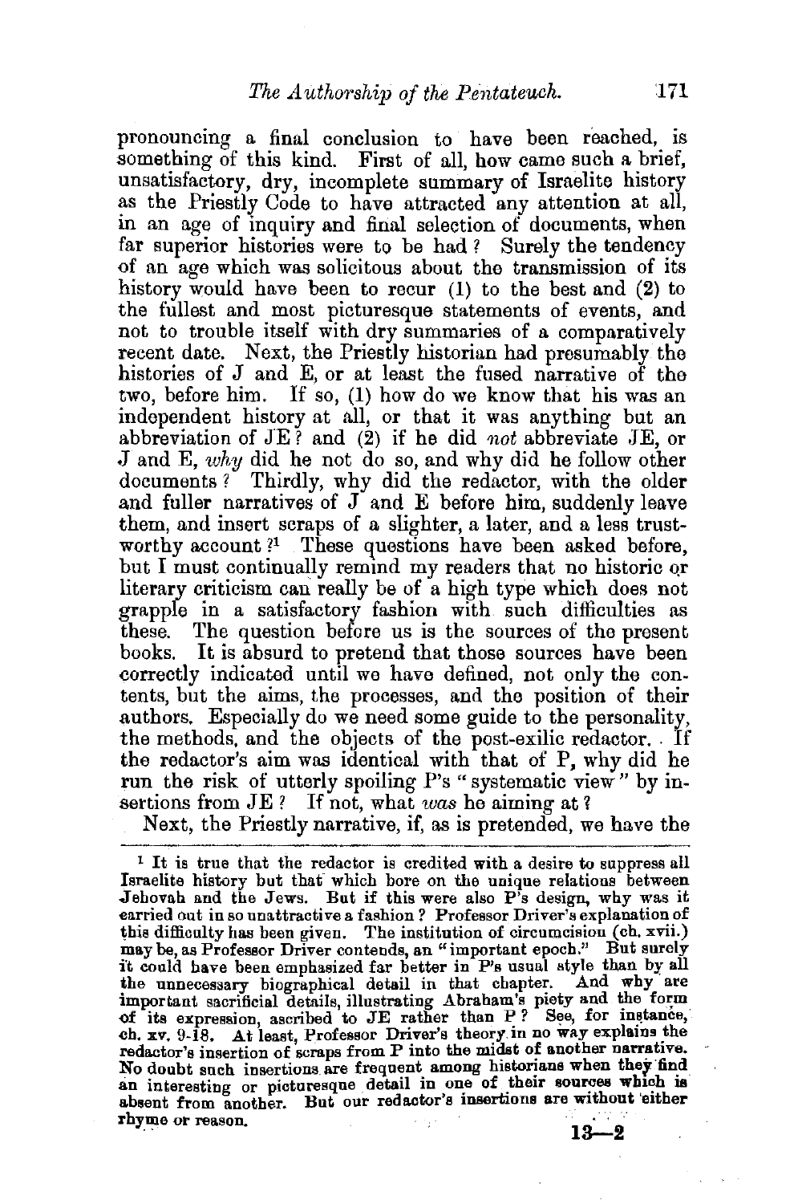pronouncing a final conclusion to have been reached, is something of this kind. First of all, how came such a brief, unsatisfactory, dry, incomplete summary of Israelite history as the Priestly Code to have attracted any attention at all, in an age of inquiry and final selection of documents, when far superior histories were to be had? Surely the tendency of an age which was solicitous about the transmission of its history would have been to recur (1) to the best and (2) to the fullest and most picturesque statements of events, and not to trouble itself with dry summaries of a comparatively recent date. Next, the Priestly historian had presumably the histories of J and E, or at least the fused narrative of the two, before him. If so, (1) how do we know that his was an independent history at all, or that it was anything but an abbreviation of JE? and (2) if he did *not* abbreviate JE, or J and E, *why* did he not do so, and why did he follow other documents? Thirdly, why did the redactor, with the older and fuller narratives of J and E before him, suddenly leave them, and insert scraps of a slighter, a later, and a less trustworthy account?[1] These questions have been asked before, but I must continually remind my readers that no historic or literary criticism can really be of a high type which does not grapple in a satisfactory fashion with such difficulties as these. The question before us is the sources of the present books. It is absurd to pretend that those sources have been correctly indicated until we have defined, not only the contents, but the aims, the processes, and the position of their authors. Especially do we need some guide to the personality, the methods, and the objects of the post-exilic redactor. If the redactor's aim was identical with that of P, why did he run the risk of utterly spoiling P's "systematic view" by insertions from JE? If not, what *was* he aiming at?

Next, the Priestly narrative, if, as is pretended, we have the

[1] It is true that the redactor is credited with a desire to suppress all Israelite history but that which bore on the unique relations between Jehovah and the Jews. But if this were also P's design, why was it carried out in so unattractive a fashion? Professor Driver's explanation of this difficulty has been given. The institution of circumcision (ch. xvii.) may be, as Professor Driver contends, an "important epoch." But surely it could have been emphasized far better in P's usual style than by all the unnecessary biographical detail in that chapter. And why are important sacrificial details, illustrating Abraham's piety and the form of its expression, ascribed to JE rather than P? See, for instance, ch. xv. 9-18. At least, Professor Driver's theory in no way explains the redactor's insertion of scraps from P into the midst of another narrative. No doubt such insertions are frequent among historians when they find an interesting or picturesque detail in one of their sources which is absent from another. But our redactor's insertions are without either rhyme or reason.

13—2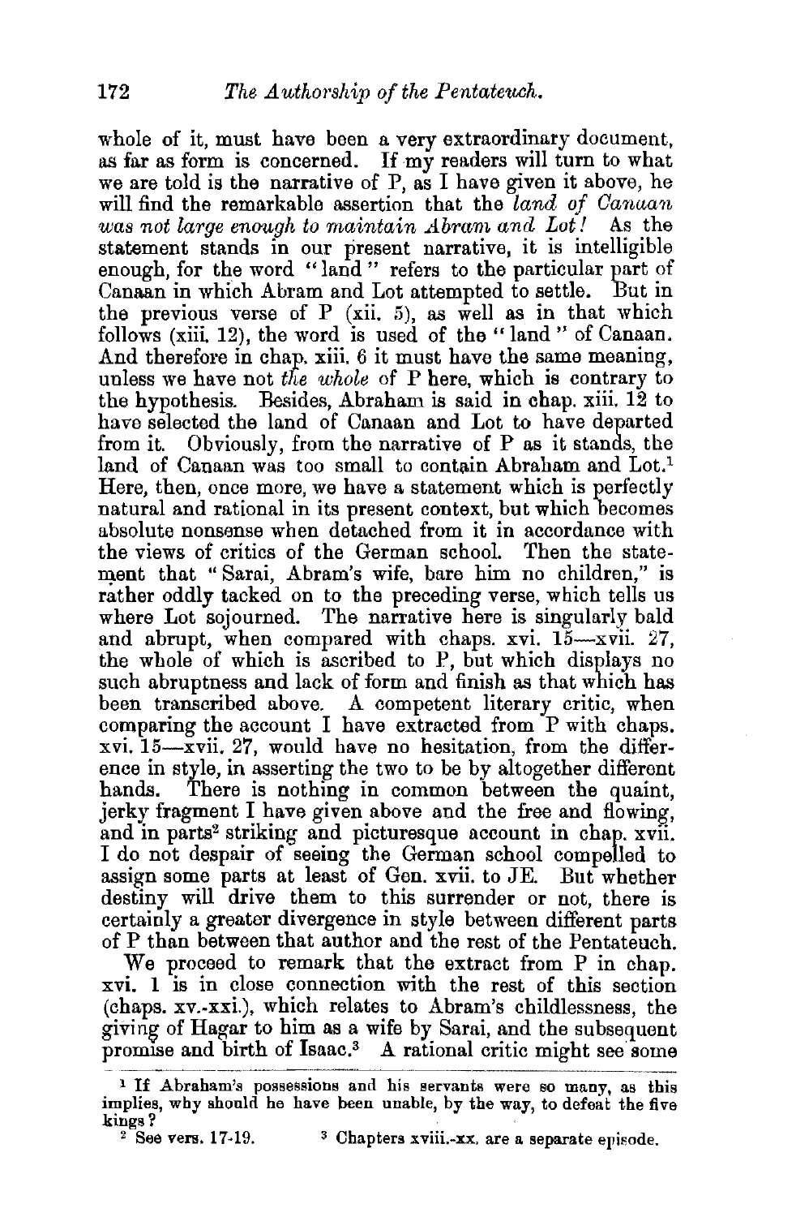whole of it, must have been a very extraordinary document, as far as form is concerned. If my readers will turn to what we are told is the narrative of P, as I have given it above, he will find the remarkable assertion that the *land of Canaan was not large enough to maintain Abram and Lot!* As the statement stands in our present narrative, it is intelligible enough, for the word "land" refers to the particular part of Canaan in which Abram and Lot attempted to settle. But in the previous verse of P (xii. 5), as well as in that which follows (xiii. 12), the word is used of the "land" of Canaan. And therefore in chap. xiii. 6 it must have the same meaning, unless we have not *the whole* of P here, which is contrary to the hypothesis. Besides, Abraham is said in chap. xiii. 12 to have selected the land of Canaan and Lot to have departed from it. Obviously, from the narrative of P as it stands, the land of Canaan was too small to contain Abraham and Lot.[1] Here, then, once more, we have a statement which is perfectly natural and rational in its present context, but which becomes absolute nonsense when detached from it in accordance with the views of critics of the German school. Then the statement that "Sarai, Abram's wife, bare him no children," is rather oddly tacked on to the preceding verse, which tells us where Lot sojourned. The narrative here is singularly bald and abrupt, when compared with chaps. xvi. 15—xvii. 27, the whole of which is ascribed to P, but which displays no such abruptness and lack of form and finish as that which has been transcribed above. A competent literary critic, when comparing the account I have extracted from P with chaps. xvi. 15—xvii. 27, would have no hesitation, from the difference in style, in asserting the two to be by altogether different hands. There is nothing in common between the quaint, jerky fragment I have given above and the free and flowing, and in parts[2] striking and picturesque account in chap. xvii. I do not despair of seeing the German school compelled to assign some parts at least of Gen. xvii. to JE. But whether destiny will drive them to this surrender or not, there is certainly a greater divergence in style between different parts of P than between that author and the rest of the Pentateuch.

We proceed to remark that the extract from P in chap. xvi. 1 is in close connection with the rest of this section (chaps. xv.-xxi.), which relates to Abram's childlessness, the giving of Hagar to him as a wife by Sarai, and the subsequent promise and birth of Isaac.[3] A rational critic might see some

[1] If Abraham's possessions and his servants were so many, as this implies, why should he have been unable, by the way, to defeat the five kings?

[2] See vers. 17-19.

[3] Chapters xviii.-xx. are a separate episode.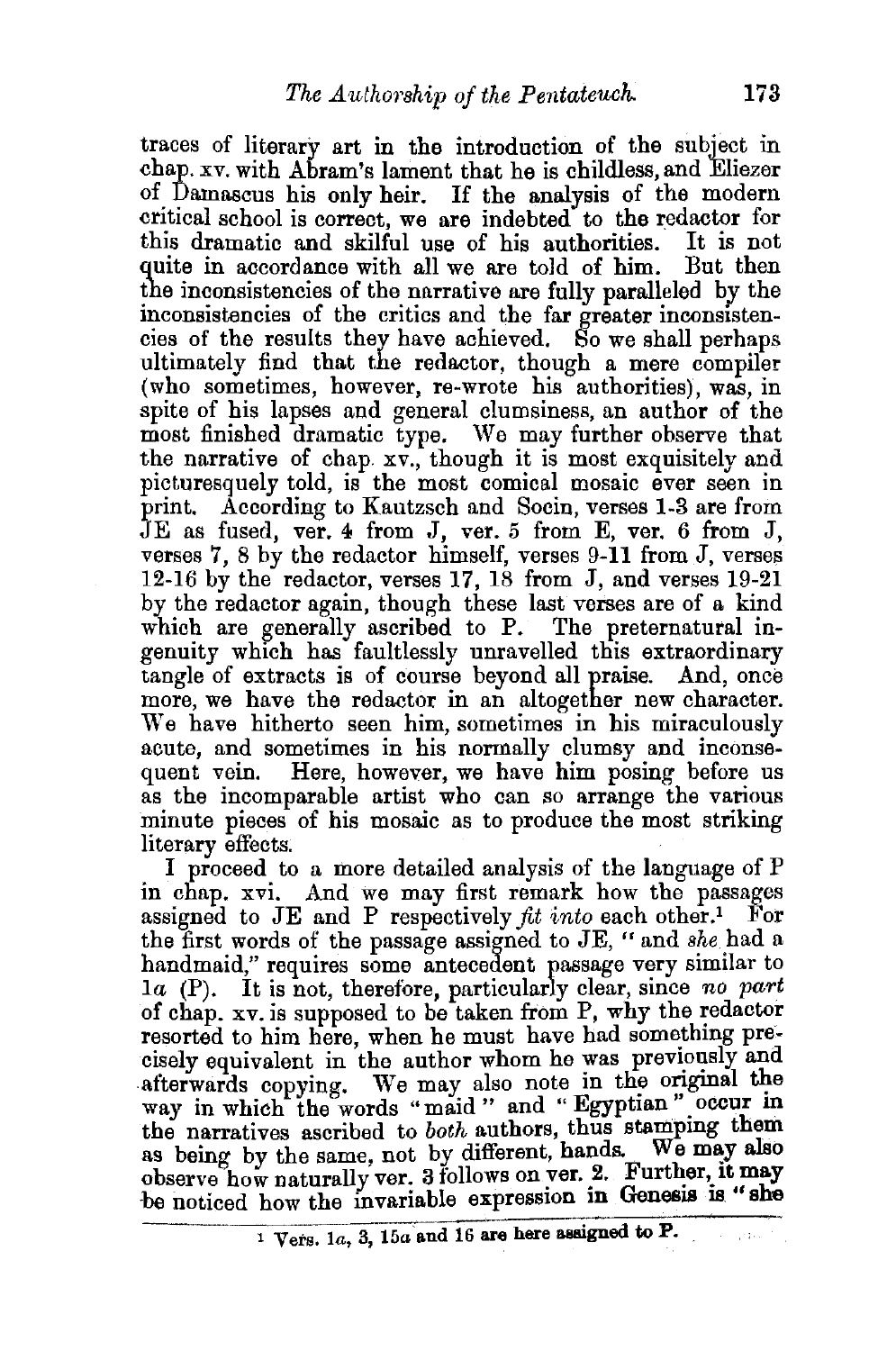traces of literary art in the introduction of the subject in chap. xv. with Abram's lament that he is childless, and Eliezer of Damascus his only heir. If the analysis of the modern critical school is correct, we are indebted to the redactor for this dramatic and skilful use of his authorities. It is not quite in accordance with all we are told of him. But then the inconsistencies of the narrative are fully paralleled by the inconsistencies of the critics and the far greater inconsistencies of the results they have achieved. So we shall perhaps ultimately find that the redactor, though a mere compiler (who sometimes, however, re-wrote his authorities), was, in spite of his lapses and general clumsiness, an author of the most finished dramatic type. We may further observe that the narrative of chap. xv., though it is most exquisitely and picturesquely told, is the most comical mosaic ever seen in print. According to Kautzsch and Socin, verses 1-3 are from JE as fused, ver. 4 from J, ver. 5 from E, ver. 6 from J, verses 7, 8 by the redactor himself, verses 9-11 from J, verses 12-16 by the redactor, verses 17, 18 from J, and verses 19-21 by the redactor again, though these last verses are of a kind which are generally ascribed to P. The preternatural ingenuity which has faultlessly unravelled this extraordinary tangle of extracts is of course beyond all praise. And, once more, we have the redactor in an altogether new character. We have hitherto seen him, sometimes in his miraculously acute, and sometimes in his normally clumsy and inconsequent vein. Here, however, we have him posing before us as the incomparable artist who can so arrange the various minute pieces of his mosaic as to produce the most striking literary effects.

I proceed to a more detailed analysis of the language of P in chap. xvi. And we may first remark how the passages assigned to JE and P respectively *fit into* each other.[1] For the first words of the passage assigned to JE, "and *she* had a handmaid," requires some antecedent passage very similar to 1*a* (P). It is not, therefore, particularly clear, since *no part* of chap. xv. is supposed to be taken from P, why the redactor resorted to him here, when he must have had something precisely equivalent in the author whom he was previously and afterwards copying. We may also note in the original the way in which the words "maid" and "Egyptian" occur in the narratives ascribed to *both* authors, thus stamping them as being by the same, not by different, hands. We may also observe how naturally ver. 3 follows on ver. 2. Further, it may be noticed how the invariable expression in Genesis is "she

[1] Vers. 1*a*, 3, 15*a* and 16 are here assigned to P.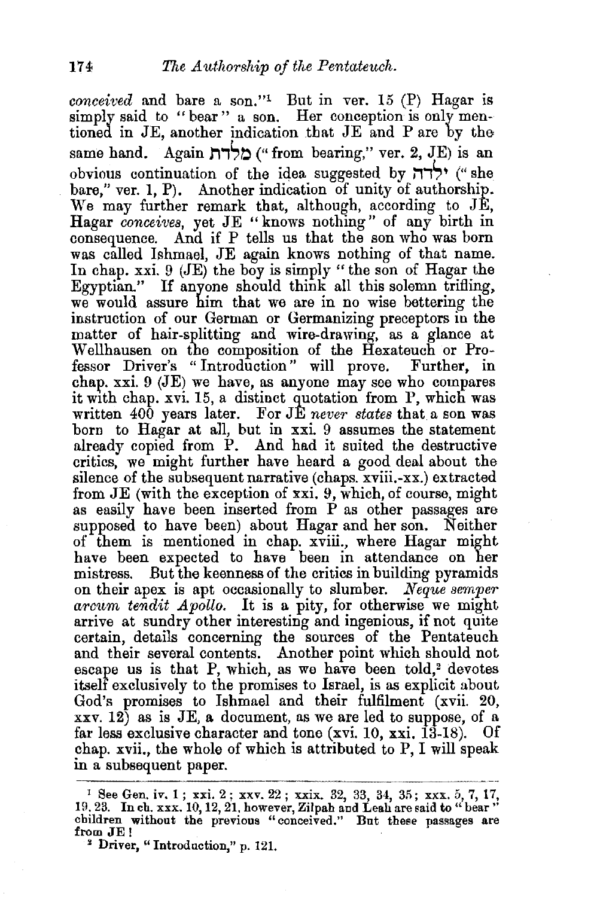*conceived* and bare a son."[1] But in ver. 15 (P) Hagar is simply said to "bear" a son. Her conception is only mentioned in JE, another indication that JE and P are by the same hand. Again מלדת ("from bearing," ver. 2, JE) is an obvious continuation of the idea suggested by ילדה ("she bare," ver. 1, P). Another indication of unity of authorship. We may further remark that, although, according to JE, Hagar *conceives*, yet JE "knows nothing" of any birth in consequence. And if P tells us that the son who was born was called Ishmael, JE again knows nothing of that name. In chap. xxi. 9 (JE) the boy is simply "the son of Hagar the Egyptian." If anyone should think all this solemn trifling, we would assure him that we are in no wise bettering the instruction of our German or Germanizing preceptors in the matter of hair-splitting and wire-drawing, as a glance at Wellhausen on the composition of the Hexateuch or Professor Driver's "Introduction" will prove. Further, in chap. xxi. 9 (JE) we have, as anyone may see who compares it with chap. xvi. 15, a distinct quotation from P, which was written 400 years later. For JE *never states* that a son was born to Hagar at all, but in xxi. 9 assumes the statement already copied from P. And had it suited the destructive critics, we might further have heard a good deal about the silence of the subsequent narrative (chaps. xviii.-xx.) extracted from JE (with the exception of xxi. 9, which, of course, might as easily have been inserted from P as other passages are supposed to have been) about Hagar and her son. Neither of them is mentioned in chap. xviii., where Hagar might have been expected to have been in attendance on her mistress. But the keenness of the critics in building pyramids on their apex is apt occasionally to slumber. *Neque semper arcum tendit Apollo.* It is a pity, for otherwise we might arrive at sundry other interesting and ingenious, if not quite certain, details concerning the sources of the Pentateuch and their several contents. Another point which should not escape us is that P, which, as we have been told,[2] devotes itself exclusively to the promises to Israel, is as explicit about God's promises to Ishmael and their fulfilment (xvii. 20, xxv. 12) as is JE, a document, as we are led to suppose, of a far less exclusive character and tone (xvi. 10, xxi. 13-18). Of chap. xvii., the whole of which is attributed to P, I will speak in a subsequent paper.

---

[1] See Gen. iv. 1; xxi. 2; xxv. 22; xxix. 32, 33, 34, 35; xxx. 5, 7, 17, 19, 23. In ch. xxx. 10, 12, 21, however, Zilpah and Leah are said to "bear" children without the previous "conceived." But these passages are from JE!

[2] Driver, "Introduction," p. 121.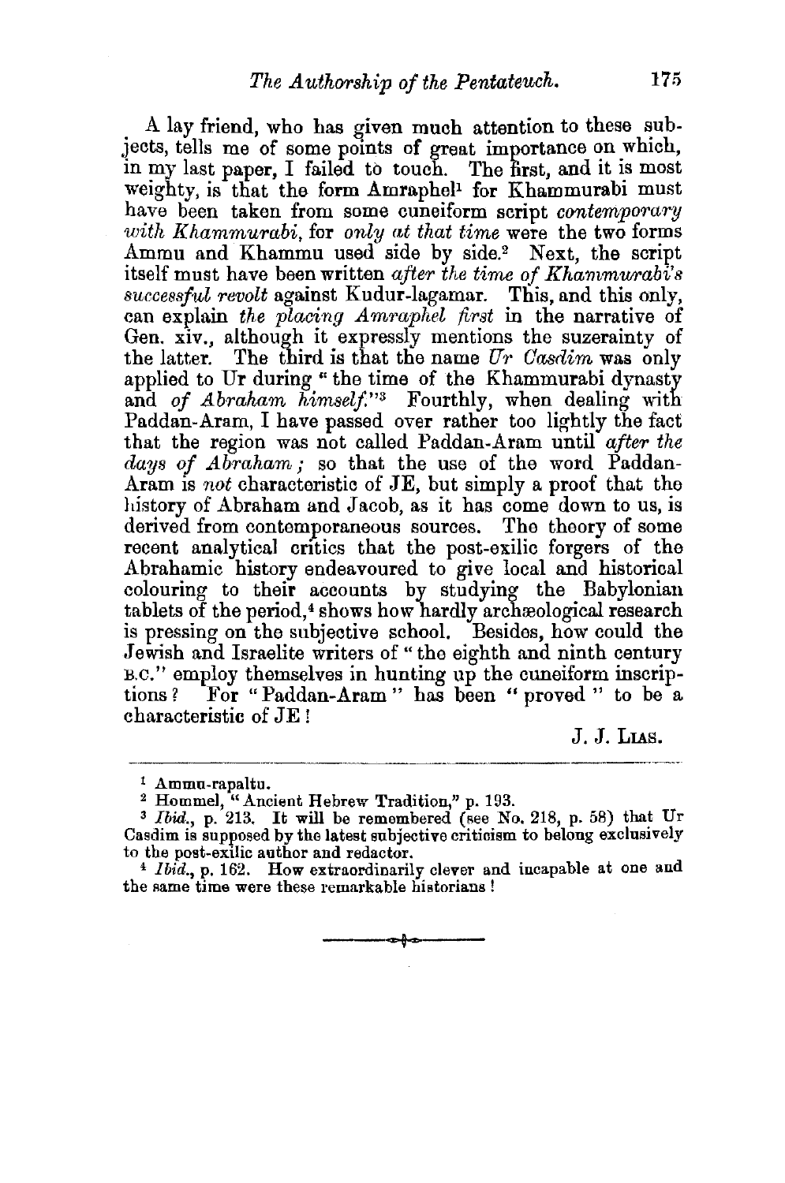A lay friend, who has given much attention to these subjects, tells me of some points of great importance on which, in my last paper, I failed to touch. The first, and it is most weighty, is that the form Amraphel[1] for Khammurabi must have been taken from some cuneiform script *contemporary with Khammurabi*, for *only at that time* were the two forms Ammu and Khammu used side by side.[2] Next, the script itself must have been written *after the time of Khammurabi's successful revolt* against Kudur-lagamar. This, and this only, can explain *the placing Amraphel first* in the narrative of Gen. xiv., although it expressly mentions the suzerainty of the latter. The third is that the name *Ur Casdim* was only applied to Ur during " the time of the Khammurabi dynasty and *of Abraham himself*."[3] Fourthly, when dealing with Paddan-Aram, I have passed over rather too lightly the fact that the region was not called Paddan-Aram until *after the days of Abraham*; so that the use of the word Paddan-Aram is *not* characteristic of JE, but simply a proof that the history of Abraham and Jacob, as it has come down to us, is derived from contemporaneous sources. The theory of some recent analytical critics that the post-exilic forgers of the Abrahamic history endeavoured to give local and historical colouring to their accounts by studying the Babylonian tablets of the period,[4] shows how hardly archæological research is pressing on the subjective school. Besides, how could the Jewish and Israelite writers of " the eighth and ninth century B.C." employ themselves in hunting up the cuneiform inscriptions? For " Paddan-Aram " has been " proved " to be a characteristic of JE!

J. J. LIAS.

---

[1] Ammu-rapaltu.

[2] Hommel, " Ancient Hebrew Tradition," p. 193.

[3] *Ibid.*, p. 213. It will be remembered (see No. 218, p. 58) that Ur Casdim is supposed by the latest subjective criticism to belong exclusively to the post-exilic author and redactor.

[4] *Ibid.*, p. 162. How extraordinarily clever and incapable at one and the same time were these remarkable historians!